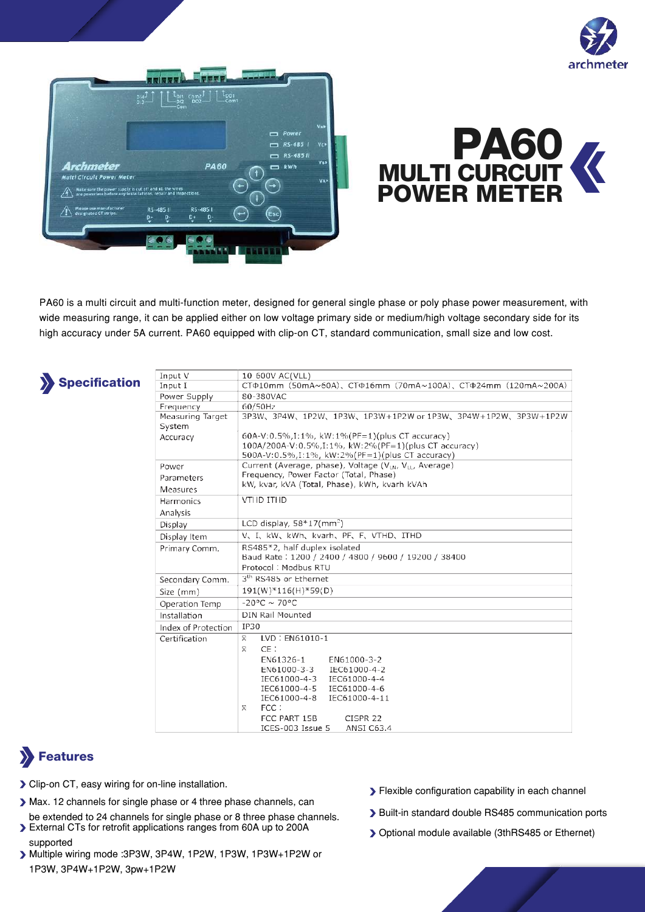# PA60

## MULTI CURCUIT POWER METER

PA60 is a multi circuit and multi-function meter, designed for general single phase or poly phase power measurement, with wide measuring range, it can be applied either on low voltage primary side or medium/high voltage secondary side for its high accuracy under 5A current. PA60 equipped with clip-on CT, standard communication, small size and low cost.

## Specification

| | |
|---|---|
| Input V | 10 600V AC(VLL) |
| Input I | CTΦ10mm (50mA~60A)、CTΦ16mm (70mA~100A)、CTΦ24mm (120mA~200A) |
| Power Supply | 80-380VAC |
| Frequency | 60/50Hz |
| Measuring Target System | 3P3W、3P4W、1P2W、1P3W、1P3W+1P2W or 1P3W、3P4W+1P2W、3P3W+1P2W |
| Accuracy | 60A-V:0.5%,I:1%, kW:1%(PF=1)(plus CT accuracy)<br>100A/200A-V:0.5%,I:1%, kW:2%(PF=1)(plus CT accuracy)<br>500A-V:0.5%,I:1%, kW:2%(PF=1)(plus CT accuracy) |
| Power Parameters Measures | Current (Average, phase), Voltage ($V_{LN}$, $V_{LL}$, Average)<br>Frequency, Power Factor (Total, Phase)<br>kW, kvar, kVA (Total, Phase), kWh, kvarh kVAh |
| Harmonics Analysis | VTHD ITHD |
| Display | LCD display, 58*17(mm²) |
| Display Item | V、I、kW、kWh、kvarh、PF、F、VTHD、ITHD |
| Primary Comm. | RS485*2, half duplex isolated<br>Baud Rate : 1200 / 2400 / 4800 / 9600 / 19200 / 38400<br>Protocol : Modbus RTU |
| Secondary Comm. | 3rd RS485 or Ethernet |
| Size (mm) | 191(W)*116(H)*59(D) |
| Operation Temp | -20°C ~ 70°C |
| Installation | DIN Rail Mounted |
| Index of Protection | IP30 |
| Certification | ※ LVD : EN61010-1<br>※ CE :<br>EN61326-1 EN61000-3-2<br>EN61000-3-3 IEC61000-4-2<br>IEC61000-4-3 IEC61000-4-4<br>IEC61000-4-5 IEC61000-4-6<br>IEC61000-4-8 IEC61000-4-11<br>※ FCC :<br>FCC PART 15B CISPR 22<br>ICES-003 Issue 5 ANSI C63.4 |

## Features

- Clip-on CT, easy wiring for on-line installation.
- Max. 12 channels for single phase or 4 three phase channels, can be extended to 24 channels for single phase or 8 three phase channels.
- External CTs for retrofit applications ranges from 60A up to 200A supported
- Multiple wiring mode :3P3W, 3P4W, 1P2W, 1P3W, 1P3W+1P2W or 1P3W, 3P4W+1P2W, 3pw+1P2W
- Flexible configuration capability in each channel
- Built-in standard double RS485 communication ports
- Optional module available (3thRS485 or Ethernet)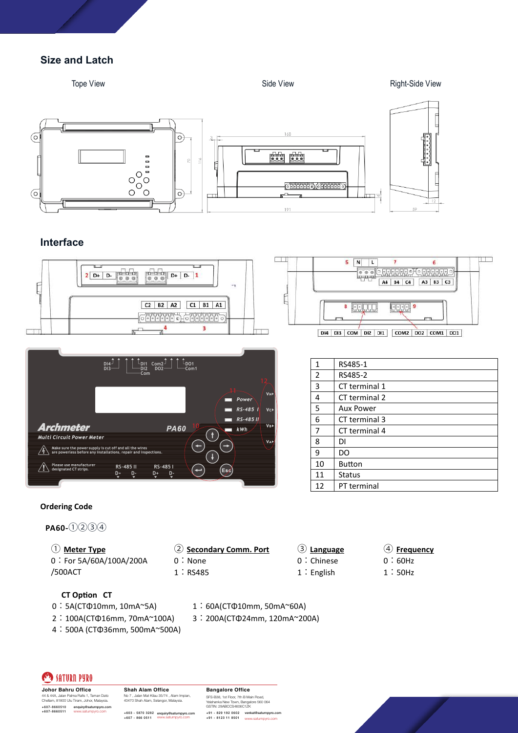## Size and Latch

Tope View

Side View

Right-Side View

## Interface

| | |
|---|---|
| 1 | RS485-1 |
| 2 | RS485-2 |
| 3 | CT terminal 1 |
| 4 | CT terminal 2 |
| 5 | Aux Power |
| 6 | CT terminal 3 |
| 7 | CT terminal 4 |
| 8 | DI |
| 9 | DO |
| 10 | Button |
| 11 | Status |
| 12 | PT terminal |

### Ordering Code

**PA60-①②③④**

① **Meter Type**
0：For 5A/60A/100A/200A /500ACT

② **Secondary Comm. Port**
0：None
1：RS485

③ **Language**
0：Chinese
1：English

④ **Frequency**
0：60Hz
1：50Hz

**CT Option CT**

0：5A(CTΦ10mm, 10mA~5A)
1：60A(CTΦ10mm, 50mA~60A)
2：100A(CTΦ16mm, 70mA~100A)
3：200A(CTΦ24mm, 120mA~200A)
4：500A (CTΦ36mm, 500mA~500A)

SATURN PYRO

**Johor Bahru Office**
44 & 44A, Jalan Palma Rafis 1, Taman Dato Chellam, 81800 Ulu Tiram, Johor, Malaysia.
+607-8660510 enquiry@saturnpyro.com
+607-8660511 www.saturnpyro.com

**Shah Alam Office**
No 7 , Jalan Mat Kilau 35/74 , Alam Impian, 40470 Shah Alam, Selangor, Malaysia.
+603 - 5870 3282 enquiry@saturnpyro.com
+607 - 866 0511 www.saturnpyro.com

**Bangalore Office**
SFS-B38, 1st Floor, 7th B Main Road, Yelahanka New Town, Bangalore 560 064
GSTIN: 29ABCCS4606C1ZK
+91 - 829 192 0602 venkat@saturnpyro.com
+91 - 8123 11 8501 www.saturnpyro.com